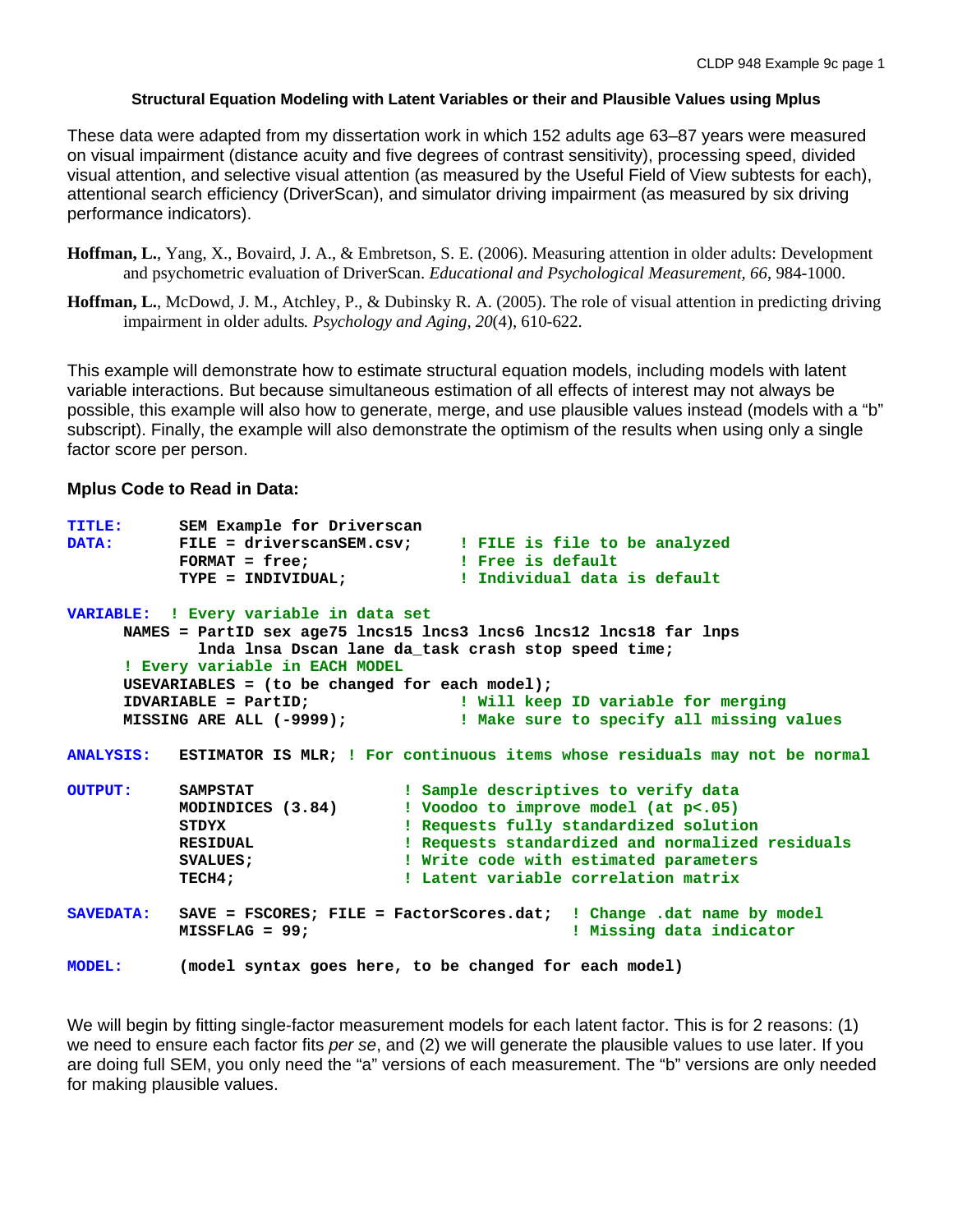**Structural Equation Modeling with Latent Variables or their and Plausible Values using Mplus**

These data were adapted from my dissertation work in which 152 adults age 63–87 years were measured on visual impairment (distance acuity and five degrees of contrast sensitivity), processing speed, divided visual attention, and selective visual attention (as measured by the Useful Field of View subtests for each), attentional search efficiency (DriverScan), and simulator driving impairment (as measured by six driving performance indicators).

**Hoffman, L.**, Yang, X., Bovaird, J. A., & Embretson, S. E. (2006). Measuring attention in older adults: Development and psychometric evaluation of DriverScan. *Educational and Psychological Measurement*, *66*, 984-1000.

**Hoffman, L.**, McDowd, J. M., Atchley, P., & Dubinsky R. A. (2005). The role of visual attention in predicting driving impairment in older adults*. Psychology and Aging, 20*(4), 610-622.

This example will demonstrate how to estimate structural equation models, including models with latent variable interactions. But because simultaneous estimation of all effects of interest may not always be possible, this example will also how to generate, merge, and use plausible values instead (models with a "b" subscript). Finally, the example will also demonstrate the optimism of the results when using only a single factor score per person.

### Mplus Code to Read in Data:

```
TITLE:      SEM Example for Driverscan
DATA:       FILE = driverscanSEM.csv;     ! FILE is file to be analyzed
            FORMAT = free;                ! Free is default
            TYPE = INDIVIDUAL;            ! Individual data is default

VARIABLE:  ! Every variable in data set
      NAMES = PartID sex age75 lncs15 lncs3 lncs6 lncs12 lncs18 far lnps
              lnda lnsa Dscan lane da_task crash stop speed time;
      ! Every variable in EACH MODEL
      USEVARIABLES = (to be changed for each model);
      IDVARIABLE = PartID;                ! Will keep ID variable for merging
      MISSING ARE ALL (-9999);            ! Make sure to specify all missing values

ANALYSIS:   ESTIMATOR IS MLR; ! For continuous items whose residuals may not be normal

OUTPUT:     SAMPSTAT             ! Sample descriptives to verify data
            MODINDICES (3.84)    ! Voodoo to improve model (at p<.05)
            STDYX                ! Requests fully standardized solution
            RESIDUAL             ! Requests standardized and normalized residuals
            SVALUES;             ! Write code with estimated parameters
            TECH4;               ! Latent variable correlation matrix

SAVEDATA:   SAVE = FSCORES; FILE = FactorScores.dat;  ! Change .dat name by model
            MISSFLAG = 99;                            ! Missing data indicator

MODEL:      (model syntax goes here, to be changed for each model)
```

We will begin by fitting single-factor measurement models for each latent factor. This is for 2 reasons: (1) we need to ensure each factor fits *per se*, and (2) we will generate the plausible values to use later. If you are doing full SEM, you only need the "a" versions of each measurement. The "b" versions are only needed for making plausible values.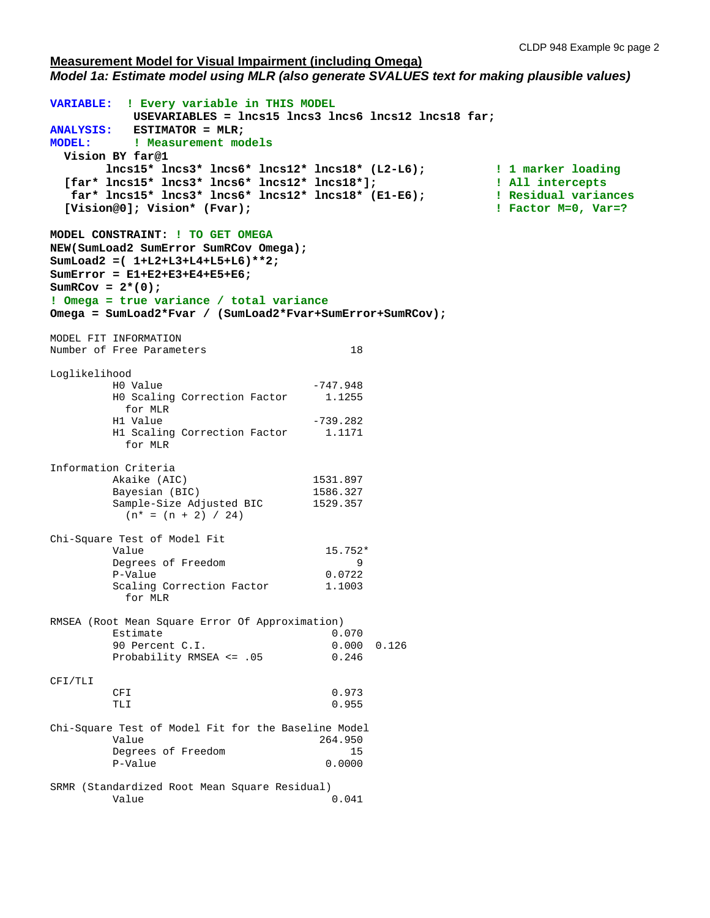**<u>Measurement Model for Visual Impairment (including Omega)</u>**

***Model 1a: Estimate model using MLR (also generate SVALUES text for making plausible values)***

```
VARIABLE:  ! Every variable in THIS MODEL
            USEVARIABLES = lncs15 lncs3 lncs6 lncs12 lncs18 far;
ANALYSIS:   ESTIMATOR = MLR;
MODEL:      ! Measurement models
  Vision BY far@1
        lncs15* lncs3* lncs6* lncs12* lncs18* (L2-L6);          ! 1 marker loading
  [far* lncs15* lncs3* lncs6* lncs12* lncs18*];                 ! All intercepts
   far* lncs15* lncs3* lncs6* lncs12* lncs18* (E1-E6);          ! Residual variances
  [Vision@0]; Vision* (Fvar);                                   ! Factor M=0, Var=?

MODEL CONSTRAINT: ! TO GET OMEGA
NEW(SumLoad2 SumError SumRCov Omega);
SumLoad2 =( 1+L2+L3+L4+L5+L6)**2;
SumError = E1+E2+E3+E4+E5+E6;
SumRCov = 2*(0);
! Omega = true variance / total variance
Omega = SumLoad2*Fvar / (SumLoad2*Fvar+SumError+SumRCov);
```

```
MODEL FIT INFORMATION
Number of Free Parameters                       18

Loglikelihood
          H0 Value                        -747.948
          H0 Scaling Correction Factor      1.1255
            for MLR
          H1 Value                        -739.282
          H1 Scaling Correction Factor      1.1171
            for MLR

Information Criteria
          Akaike (AIC)                    1531.897
          Bayesian (BIC)                  1586.327
          Sample-Size Adjusted BIC        1529.357
            (n* = (n + 2) / 24)

Chi-Square Test of Model Fit
          Value                             15.752*
          Degrees of Freedom                     9
          P-Value                           0.0722
          Scaling Correction Factor         1.1003
            for MLR

RMSEA (Root Mean Square Error Of Approximation)
          Estimate                           0.070
          90 Percent C.I.                    0.000  0.126
          Probability RMSEA <= .05           0.246

CFI/TLI
          CFI                                0.973
          TLI                                0.955

Chi-Square Test of Model Fit for the Baseline Model
          Value                            264.950
          Degrees of Freedom                    15
          P-Value                           0.0000

SRMR (Standardized Root Mean Square Residual)
          Value                              0.041
```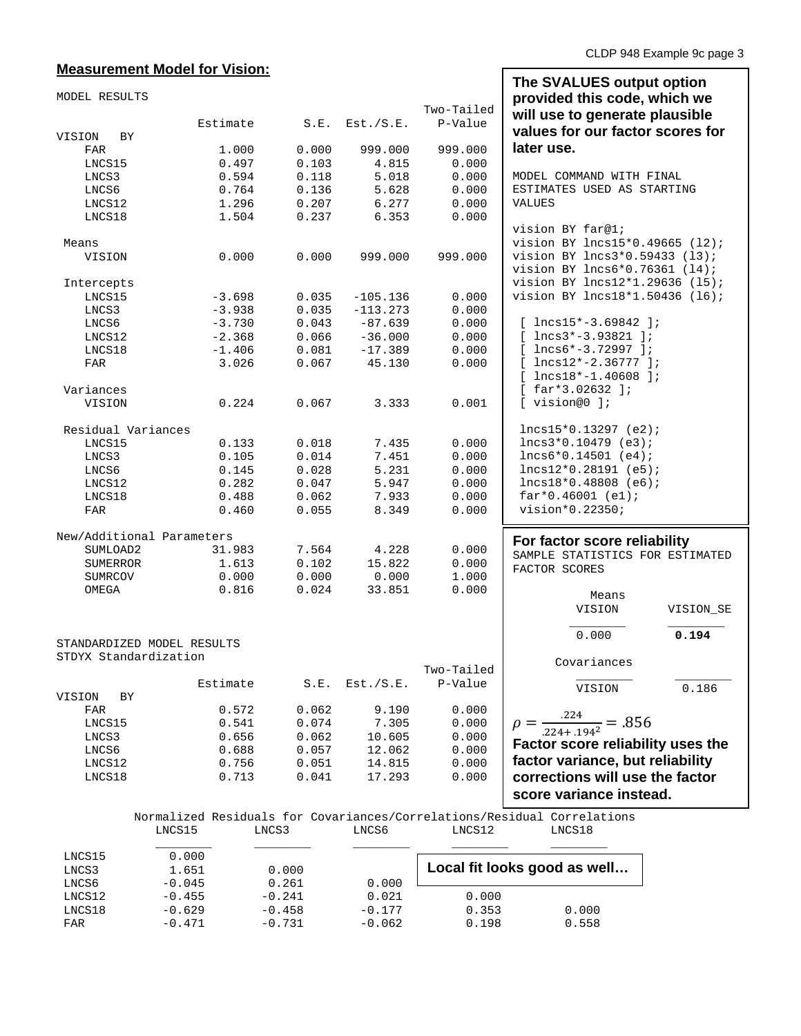## Measurement Model for Vision:

```
MODEL RESULTS
                                                    Two-Tailed
                    Estimate       S.E.  Est./S.E.    P-Value
VISION   BY
    FAR                1.000      0.000    999.000    999.000
    LNCS15             0.497      0.103      4.815      0.000
    LNCS3              0.594      0.118      5.018      0.000
    LNCS6              0.764      0.136      5.628      0.000
    LNCS12             1.296      0.207      6.277      0.000
    LNCS18             1.504      0.237      6.353      0.000

 Means
    VISION             0.000      0.000    999.000    999.000

 Intercepts
    LNCS15            -3.698      0.035   -105.136      0.000
    LNCS3             -3.938      0.035   -113.273      0.000
    LNCS6             -3.730      0.043    -87.639      0.000
    LNCS12            -2.368      0.066    -36.000      0.000
    LNCS18            -1.406      0.081    -17.389      0.000
    FAR                3.026      0.067     45.130      0.000

 Variances
    VISION             0.224      0.067      3.333      0.001

 Residual Variances
    LNCS15             0.133      0.018      7.435      0.000
    LNCS3              0.105      0.014      7.451      0.000
    LNCS6              0.145      0.028      5.231      0.000
    LNCS12             0.282      0.047      5.947      0.000
    LNCS18             0.488      0.062      7.933      0.000
    FAR                0.460      0.055      8.349      0.000

New/Additional Parameters
    SUMLOAD2          31.983      7.564      4.228      0.000
    SUMERROR           1.613      0.102     15.822      0.000
    SUMRCOV            0.000      0.000      0.000      1.000
    OMEGA              0.816      0.024     33.851      0.000
```

**The SVALUES output option provided this code, which we will use to generate plausible values for our factor scores for later use.**

```
MODEL COMMAND WITH FINAL ESTIMATES USED AS STARTING VALUES

vision BY far@1;
vision BY lncs15*0.49665 (l2);
vision BY lncs3*0.59433 (l3);
vision BY lncs6*0.76361 (l4);
vision BY lncs12*1.29636 (l5);
vision BY lncs18*1.50436 (l6);

 [ lncs15*-3.69842 ];
 [ lncs3*-3.93821 ];
 [ lncs6*-3.72997 ];
 [ lncs12*-2.36777 ];
 [ lncs18*-1.40608 ];
 [ far*3.02632 ];
 [ vision@0 ];

 lncs15*0.13297 (e2);
 lncs3*0.10479 (e3);
 lncs6*0.14501 (e4);
 lncs12*0.28191 (e5);
 lncs18*0.48808 (e6);
 far*0.46001 (e1);
 vision*0.22350;
```

**For factor score reliability**

```
SAMPLE STATISTICS FOR ESTIMATED FACTOR SCORES

           Means
              VISION        VISION_SE
              ________      ________
               0.000         0.194

           Covariances
              VISION
              ________
               0.186
```

$$\rho = \frac{.224}{.224 + .194^2} = .856$$

**Factor score reliability uses the factor variance, but reliability corrections will use the factor score variance instead.**

```
STANDARDIZED MODEL RESULTS
STDYX Standardization
                                                    Two-Tailed
                    Estimate       S.E.  Est./S.E.    P-Value
VISION   BY
    FAR                0.572      0.062      9.190      0.000
    LNCS15             0.541      0.074      7.305      0.000
    LNCS3              0.656      0.062     10.605      0.000
    LNCS6              0.688      0.057     12.062      0.000
    LNCS12             0.756      0.051     14.815      0.000
    LNCS18             0.713      0.041     17.293      0.000
```

```
     Normalized Residuals for Covariances/Correlations/Residual Correlations
              LNCS15        LNCS3         LNCS6         LNCS12        LNCS18
              ________      ________      ________      ________      ________
 LNCS15         0.000
 LNCS3          1.651         0.000
 LNCS6         -0.045         0.261         0.000
 LNCS12        -0.455        -0.241         0.021         0.000
 LNCS18        -0.629        -0.458        -0.177         0.353         0.000
 FAR           -0.471        -0.731        -0.062         0.198         0.558
```

**Local fit looks good as well…**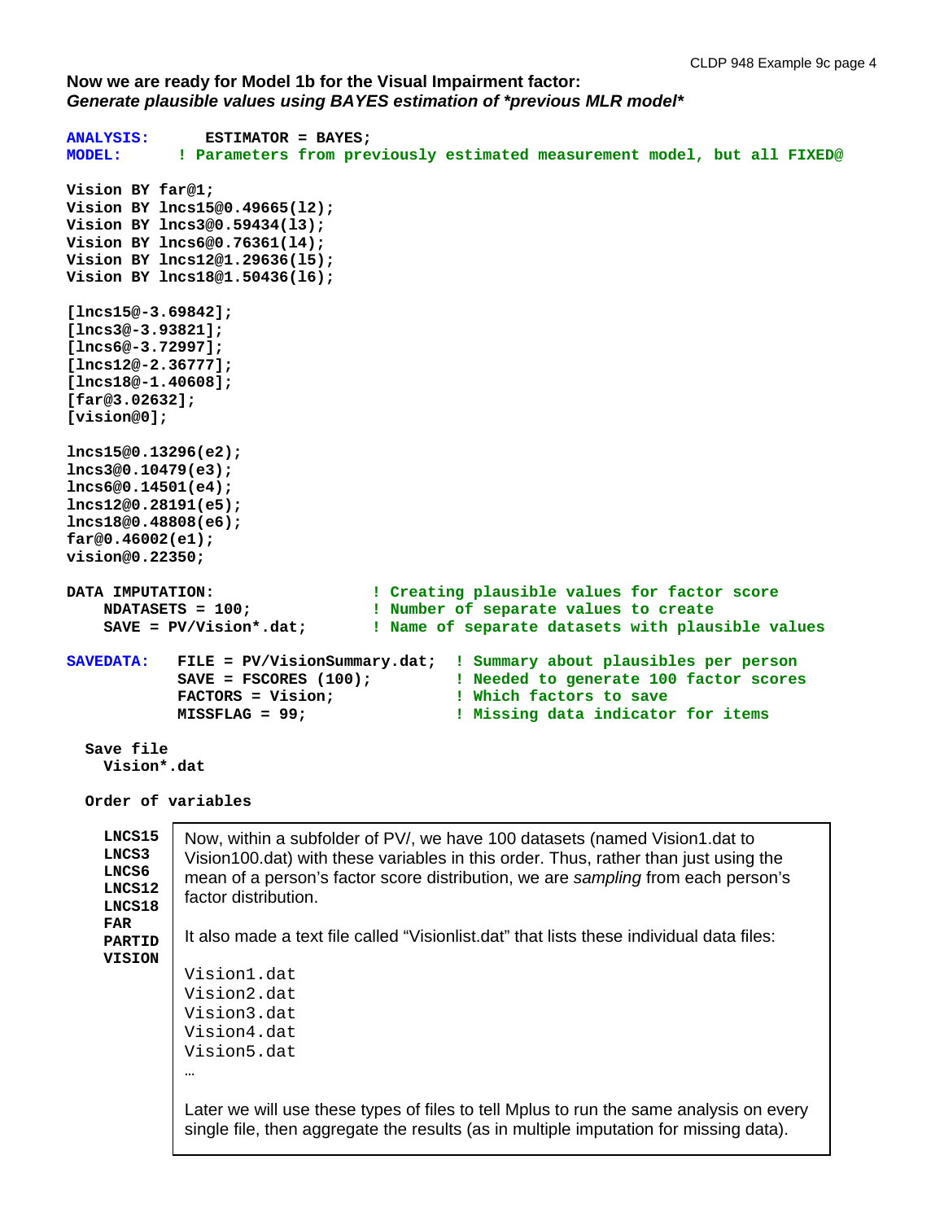**Now we are ready for Model 1b for the Visual Impairment factor:**
***Generate plausible values using BAYES estimation of *previous MLR model****

```
ANALYSIS:      ESTIMATOR = BAYES;
MODEL:      ! Parameters from previously estimated measurement model, but all FIXED@

Vision BY far@1;
Vision BY lncs15@0.49665(l2);
Vision BY lncs3@0.59434(l3);
Vision BY lncs6@0.76361(l4);
Vision BY lncs12@1.29636(l5);
Vision BY lncs18@1.50436(l6);

[lncs15@-3.69842];
[lncs3@-3.93821];
[lncs6@-3.72997];
[lncs12@-2.36777];
[lncs18@-1.40608];
[far@3.02632];
[vision@0];

lncs15@0.13296(e2);
lncs3@0.10479(e3);
lncs6@0.14501(e4);
lncs12@0.28191(e5);
lncs18@0.48808(e6);
far@0.46002(e1);
vision@0.22350;

DATA IMPUTATION:                 ! Creating plausible values for factor score
    NDATASETS = 100;             ! Number of separate values to create
    SAVE = PV/Vision*.dat;       ! Name of separate datasets with plausible values

SAVEDATA:   FILE = PV/VisionSummary.dat;  ! Summary about plausibles per person
            SAVE = FSCORES (100);         ! Needed to generate 100 factor scores
            FACTORS = Vision;             ! Which factors to save
            MISSFLAG = 99;                ! Missing data indicator for items
```

```
  Save file
    Vision*.dat

  Order of variables

    LNCS15
    LNCS3
    LNCS6
    LNCS12
    LNCS18
    FAR
    PARTID
    VISION
```

Now, within a subfolder of PV/, we have 100 datasets (named Vision1.dat to Vision100.dat) with these variables in this order. Thus, rather than just using the mean of a person's factor score distribution, we are *sampling* from each person's factor distribution.

It also made a text file called "Visionlist.dat" that lists these individual data files:

```
Vision1.dat
Vision2.dat
Vision3.dat
Vision4.dat
Vision5.dat
…
```

Later we will use these types of files to tell Mplus to run the same analysis on every single file, then aggregate the results (as in multiple imputation for missing data).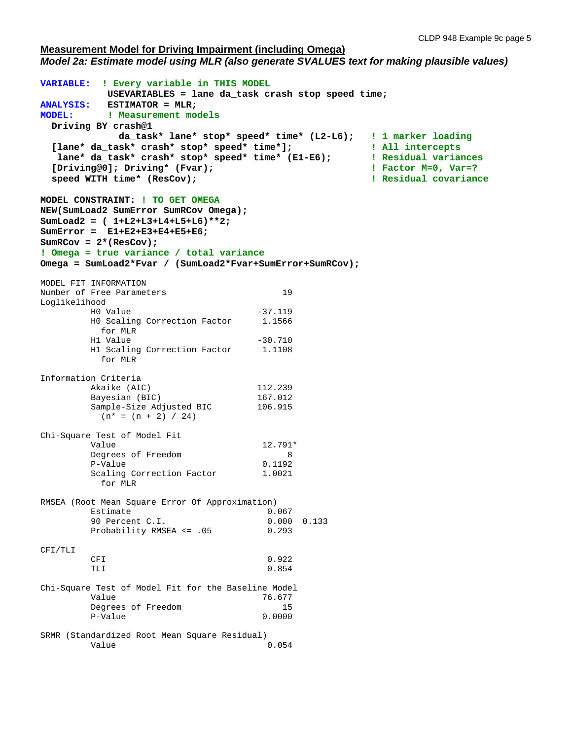**Measurement Model for Driving Impairment (including Omega)**

***Model 2a: Estimate model using MLR (also generate SVALUES text for making plausible values)***

```
VARIABLE:  ! Every variable in THIS MODEL
           USEVARIABLES = lane da_task crash stop speed time;
ANALYSIS:  ESTIMATOR = MLR;
MODEL:     ! Measurement models
  Driving BY crash@1
             da_task* lane* stop* speed* time* (L2-L6);   ! 1 marker loading
  [lane* da_task* crash* stop* speed* time*];             ! All intercepts
   lane* da_task* crash* stop* speed* time* (E1-E6);      ! Residual variances
  [Driving@0]; Driving* (Fvar);                           ! Factor M=0, Var=?
  speed WITH time* (ResCov);                              ! Residual covariance

MODEL CONSTRAINT: ! TO GET OMEGA
NEW(SumLoad2 SumError SumRCov Omega);
SumLoad2 = ( 1+L2+L3+L4+L5+L6)**2;
SumError =  E1+E2+E3+E4+E5+E6;
SumRCov = 2*(ResCov);
! Omega = true variance / total variance
Omega = SumLoad2*Fvar / (SumLoad2*Fvar+SumError+SumRCov);
```

```
MODEL FIT INFORMATION
Number of Free Parameters                       19
Loglikelihood
          H0 Value                         -37.119
          H0 Scaling Correction Factor      1.1566
            for MLR
          H1 Value                         -30.710
          H1 Scaling Correction Factor      1.1108
            for MLR

Information Criteria
          Akaike (AIC)                     112.239
          Bayesian (BIC)                   167.012
          Sample-Size Adjusted BIC         106.915
            (n* = (n + 2) / 24)

Chi-Square Test of Model Fit
          Value                             12.791*
          Degrees of Freedom                     8
          P-Value                           0.1192
          Scaling Correction Factor         1.0021
            for MLR

RMSEA (Root Mean Square Error Of Approximation)
          Estimate                           0.067
          90 Percent C.I.                    0.000  0.133
          Probability RMSEA <= .05           0.293

CFI/TLI
          CFI                                0.922
          TLI                                0.854

Chi-Square Test of Model Fit for the Baseline Model
          Value                             76.677
          Degrees of Freedom                    15
          P-Value                           0.0000

SRMR (Standardized Root Mean Square Residual)
          Value                              0.054
```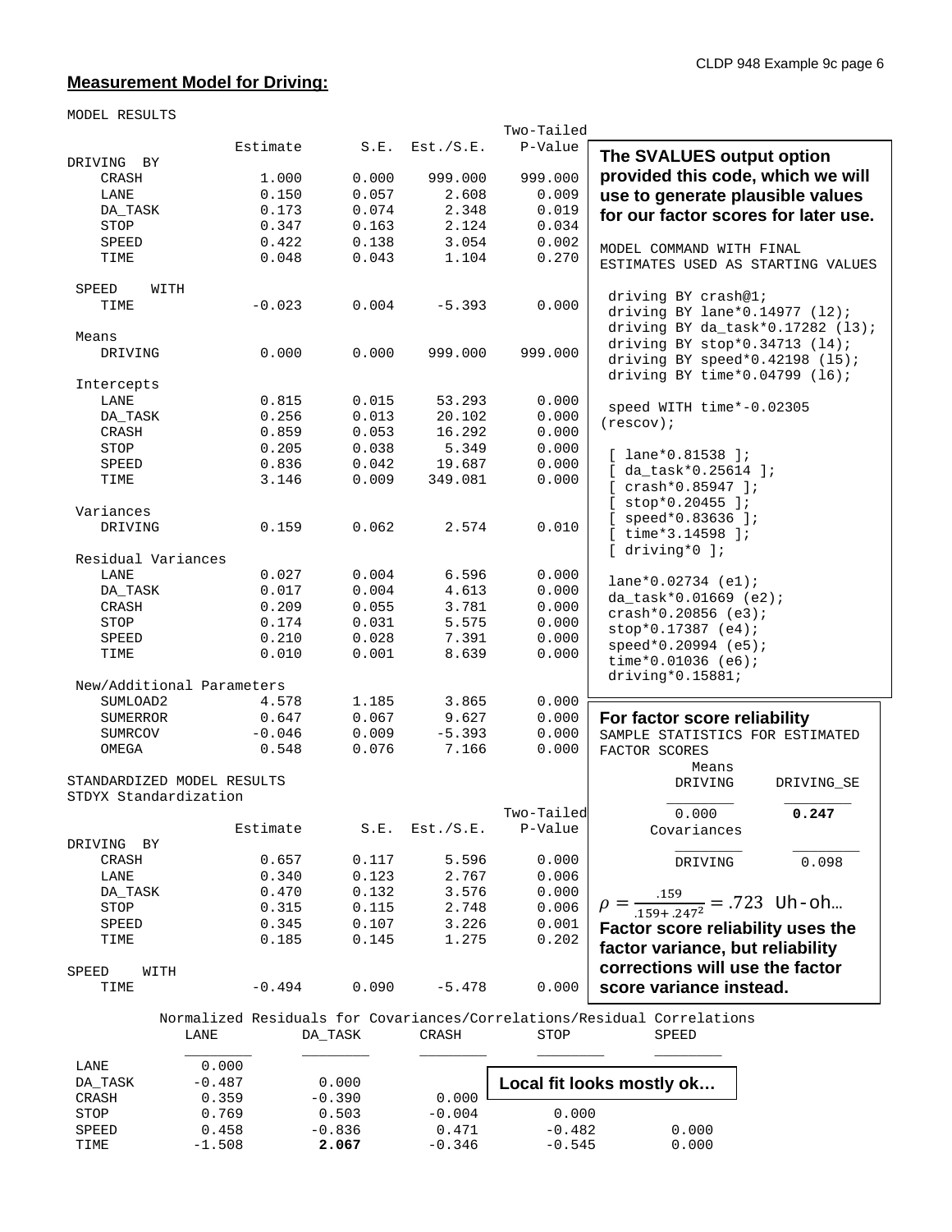## **Measurement Model for Driving:**

```
MODEL RESULTS
                                                    Two-Tailed
                    Estimate       S.E.  Est./S.E.    P-Value
DRIVING  BY
    CRASH              1.000      0.000    999.000    999.000
    LANE               0.150      0.057      2.608      0.009
    DA_TASK            0.173      0.074      2.348      0.019
    STOP               0.347      0.163      2.124      0.034
    SPEED              0.422      0.138      3.054      0.002
    TIME               0.048      0.043      1.104      0.270

 SPEED    WITH
    TIME              -0.023      0.004     -5.393      0.000

 Means
    DRIVING            0.000      0.000    999.000    999.000

 Intercepts
    LANE               0.815      0.015     53.293      0.000
    DA_TASK            0.256      0.013     20.102      0.000
    CRASH              0.859      0.053     16.292      0.000
    STOP               0.205      0.038      5.349      0.000
    SPEED              0.836      0.042     19.687      0.000
    TIME               3.146      0.009    349.081      0.000

 Variances
    DRIVING            0.159      0.062      2.574      0.010

 Residual Variances
    LANE               0.027      0.004      6.596      0.000
    DA_TASK            0.017      0.004      4.613      0.000
    CRASH              0.209      0.055      3.781      0.000
    STOP               0.174      0.031      5.575      0.000
    SPEED              0.210      0.028      7.391      0.000
    TIME               0.010      0.001      8.639      0.000

 New/Additional Parameters
    SUMLOAD2           4.578      1.185      3.865      0.000
    SUMERROR           0.647      0.067      9.627      0.000
    SUMRCOV           -0.046      0.009     -5.393      0.000
    OMEGA              0.548      0.076      7.166      0.000

STANDARDIZED MODEL RESULTS
STDYX Standardization
                                                    Two-Tailed
                    Estimate       S.E.  Est./S.E.    P-Value
DRIVING  BY
    CRASH              0.657      0.117      5.596      0.000
    LANE               0.340      0.123      2.767      0.006
    DA_TASK            0.470      0.132      3.576      0.000
    STOP               0.315      0.115      2.748      0.006
    SPEED              0.345      0.107      3.226      0.001
    TIME               0.185      0.145      1.275      0.202

SPEED    WITH
    TIME              -0.494      0.090     -5.478      0.000
```

**The SVALUES output option provided this code, which we will use to generate plausible values for our factor scores for later use.**

```
MODEL COMMAND WITH FINAL
ESTIMATES USED AS STARTING VALUES

 driving BY crash@1;
 driving BY lane*0.14977 (l2);
 driving BY da_task*0.17282 (l3);
 driving BY stop*0.34713 (l4);
 driving BY speed*0.42198 (l5);
 driving BY time*0.04799 (l6);

 speed WITH time*-0.02305
(rescov);

 [ lane*0.81538 ];
 [ da_task*0.25614 ];
 [ crash*0.85947 ];
 [ stop*0.20455 ];
 [ speed*0.83636 ];
 [ time*3.14598 ];
 [ driving*0 ];

 lane*0.02734 (e1);
 da_task*0.01669 (e2);
 crash*0.20856 (e3);
 stop*0.17387 (e4);
 speed*0.20994 (e5);
 time*0.01036 (e6);
 driving*0.15881;
```

**For factor score reliability**

```
SAMPLE STATISTICS FOR ESTIMATED
FACTOR SCORES
            Means
            DRIVING      DRIVING_SE
            ________     ________
             0.000        0.247
        Covariances
            ________     ________
            DRIVING       0.098
```

(DRIVING_SE mean **0.247** shown in bold.)

$\rho = \frac{.159}{.159 + .247^2} = .723$ Uh-oh…

**Factor score reliability uses the factor variance, but reliability corrections will use the factor score variance instead.**

```
        Normalized Residuals for Covariances/Correlations/Residual Correlations
             LANE         DA_TASK       CRASH         STOP          SPEED
             ________     ________      ________      ________      ________
 LANE           0.000
 DA_TASK       -0.487        0.000
 CRASH          0.359       -0.390         0.000
 STOP           0.769        0.503        -0.004         0.000
 SPEED          0.458       -0.836         0.471        -0.482         0.000
 TIME          -1.508        2.067        -0.346        -0.545         0.000
```

(TIME / DA_TASK value **2.067** shown in bold.)

**Local fit looks mostly ok…**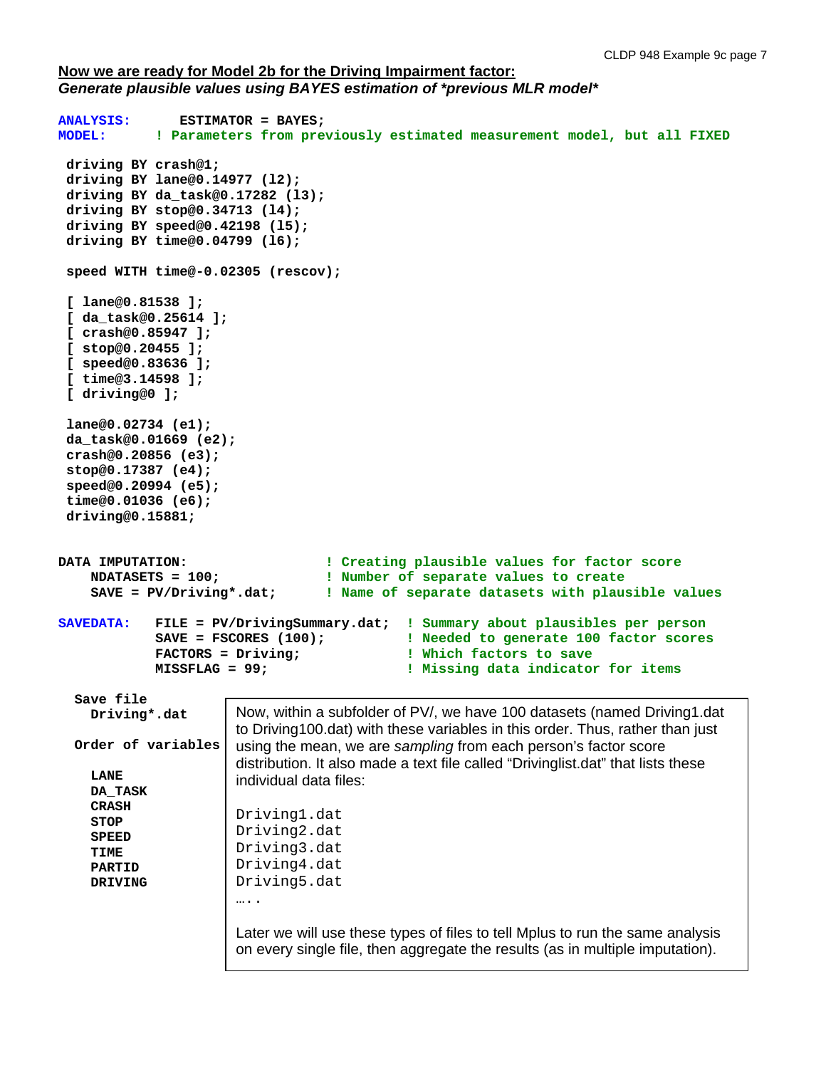**Now we are ready for Model 2b for the Driving Impairment factor:**
***Generate plausible values using BAYES estimation of *previous MLR model****

```
ANALYSIS:      ESTIMATOR = BAYES;
MODEL:      ! Parameters from previously estimated measurement model, but all FIXED

 driving BY crash@1;
 driving BY lane@0.14977 (l2);
 driving BY da_task@0.17282 (l3);
 driving BY stop@0.34713 (l4);
 driving BY speed@0.42198 (l5);
 driving BY time@0.04799 (l6);

 speed WITH time@-0.02305 (rescov);

 [ lane@0.81538 ];
 [ da_task@0.25614 ];
 [ crash@0.85947 ];
 [ stop@0.20455 ];
 [ speed@0.83636 ];
 [ time@3.14598 ];
 [ driving@0 ];

 lane@0.02734 (e1);
 da_task@0.01669 (e2);
 crash@0.20856 (e3);
 stop@0.17387 (e4);
 speed@0.20994 (e5);
 time@0.01036 (e6);
 driving@0.15881;

DATA IMPUTATION:                ! Creating plausible values for factor score
    NDATASETS = 100;            ! Number of separate values to create
    SAVE = PV/Driving*.dat;     ! Name of separate datasets with plausible values

SAVEDATA:   FILE = PV/DrivingSummary.dat;  ! Summary about plausibles per person
            SAVE = FSCORES (100);          ! Needed to generate 100 factor scores
            FACTORS = Driving;             ! Which factors to save
            MISSFLAG = 99;                 ! Missing data indicator for items
```

```
  Save file
    Driving*.dat

  Order of variables

    LANE
    DA_TASK
    CRASH
    STOP
    SPEED
    TIME
    PARTID
    DRIVING
```

Now, within a subfolder of PV/, we have 100 datasets (named Driving1.dat to Driving100.dat) with these variables in this order. Thus, rather than just using the mean, we are *sampling* from each person's factor score distribution. It also made a text file called "Drivinglist.dat" that lists these individual data files:

```
Driving1.dat
Driving2.dat
Driving3.dat
Driving4.dat
Driving5.dat
…..
```

Later we will use these types of files to tell Mplus to run the same analysis on every single file, then aggregate the results (as in multiple imputation).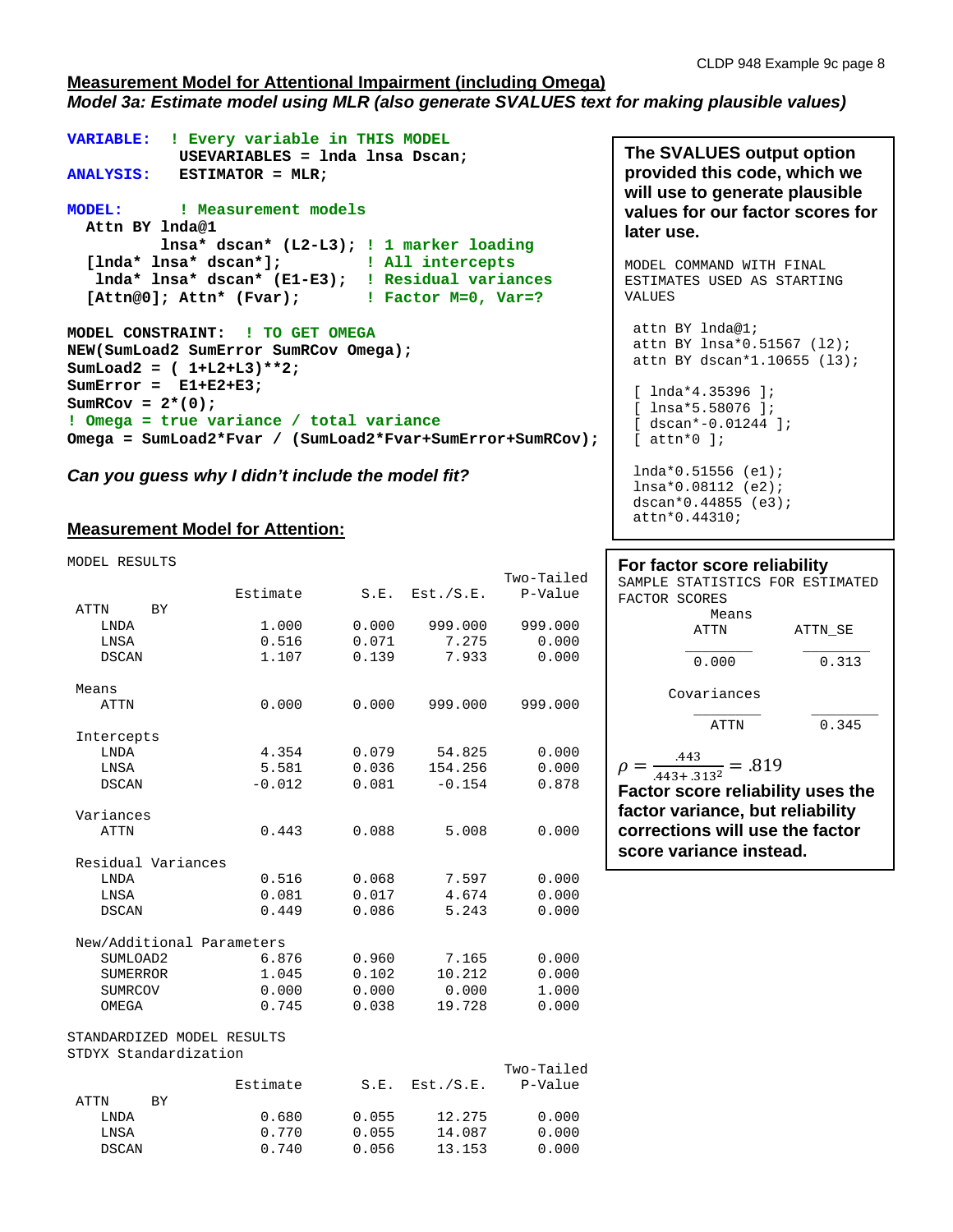## Measurement Model for Attentional Impairment (including Omega)

***Model 3a: Estimate model using MLR (also generate SVALUES text for making plausible values)***

```
VARIABLE:  ! Every variable in THIS MODEL
           USEVARIABLES = lnda lnsa Dscan;
ANALYSIS:  ESTIMATOR = MLR;

MODEL:     ! Measurement models
  Attn BY lnda@1
          lnsa* dscan* (L2-L3); ! 1 marker loading
  [lnda* lnsa* dscan*];         ! All intercepts
   lnda* lnsa* dscan* (E1-E3);  ! Residual variances
  [Attn@0]; Attn* (Fvar);       ! Factor M=0, Var=?

MODEL CONSTRAINT:  ! TO GET OMEGA
NEW(SumLoad2 SumError SumRCov Omega);
SumLoad2 = ( 1+L2+L3)**2;
SumError =  E1+E2+E3;
SumRCov = 2*(0);
! Omega = true variance / total variance
Omega = SumLoad2*Fvar / (SumLoad2*Fvar+SumError+SumRCov);
```

**The SVALUES output option provided this code, which we will use to generate plausible values for our factor scores for later use.**

```
MODEL COMMAND WITH FINAL
ESTIMATES USED AS STARTING
VALUES

 attn BY lnda@1;
 attn BY lnsa*0.51567 (l2);
 attn BY dscan*1.10655 (l3);

 [ lnda*4.35396 ];
 [ lnsa*5.58076 ];
 [ dscan*-0.01244 ];
 [ attn*0 ];

 lnda*0.51556 (e1);
 lnsa*0.08112 (e2);
 dscan*0.44855 (e3);
 attn*0.44310;
```

***Can you guess why I didn't include the model fit?***

## Measurement Model for Attention:

MODEL RESULTS

| | Estimate | S.E. | Est./S.E. | Two-Tailed P-Value |
|---|---|---|---|---|
| **ATTN BY** | | | | |
| LNDA | 1.000 | 0.000 | 999.000 | 999.000 |
| LNSA | 0.516 | 0.071 | 7.275 | 0.000 |
| DSCAN | 1.107 | 0.139 | 7.933 | 0.000 |
| **Means** | | | | |
| ATTN | 0.000 | 0.000 | 999.000 | 999.000 |
| **Intercepts** | | | | |
| LNDA | 4.354 | 0.079 | 54.825 | 0.000 |
| LNSA | 5.581 | 0.036 | 154.256 | 0.000 |
| DSCAN | -0.012 | 0.081 | -0.154 | 0.878 |
| **Variances** | | | | |
| ATTN | 0.443 | 0.088 | 5.008 | 0.000 |
| **Residual Variances** | | | | |
| LNDA | 0.516 | 0.068 | 7.597 | 0.000 |
| LNSA | 0.081 | 0.017 | 4.674 | 0.000 |
| DSCAN | 0.449 | 0.086 | 5.243 | 0.000 |
| **New/Additional Parameters** | | | | |
| SUMLOAD2 | 6.876 | 0.960 | 7.165 | 0.000 |
| SUMERROR | 1.045 | 0.102 | 10.212 | 0.000 |
| SUMRCOV | 0.000 | 0.000 | 0.000 | 1.000 |
| OMEGA | 0.745 | 0.038 | 19.728 | 0.000 |

STANDARDIZED MODEL RESULTS
STDYX Standardization

| | Estimate | S.E. | Est./S.E. | Two-Tailed P-Value |
|---|---|---|---|---|
| **ATTN BY** | | | | |
| LNDA | 0.680 | 0.055 | 12.275 | 0.000 |
| LNSA | 0.770 | 0.055 | 14.087 | 0.000 |
| DSCAN | 0.740 | 0.056 | 13.153 | 0.000 |

**For factor score reliability**

SAMPLE STATISTICS FOR ESTIMATED FACTOR SCORES

Means

| ATTN | ATTN_SE |
|---|---|
| 0.000 | 0.313 |

Covariances

| | ATTN |
|---|---|
| ATTN | 0.345 |

$$\rho = \frac{.443}{.443 + .313^2} = .819$$

**Factor score reliability uses the factor variance, but reliability corrections will use the factor score variance instead.**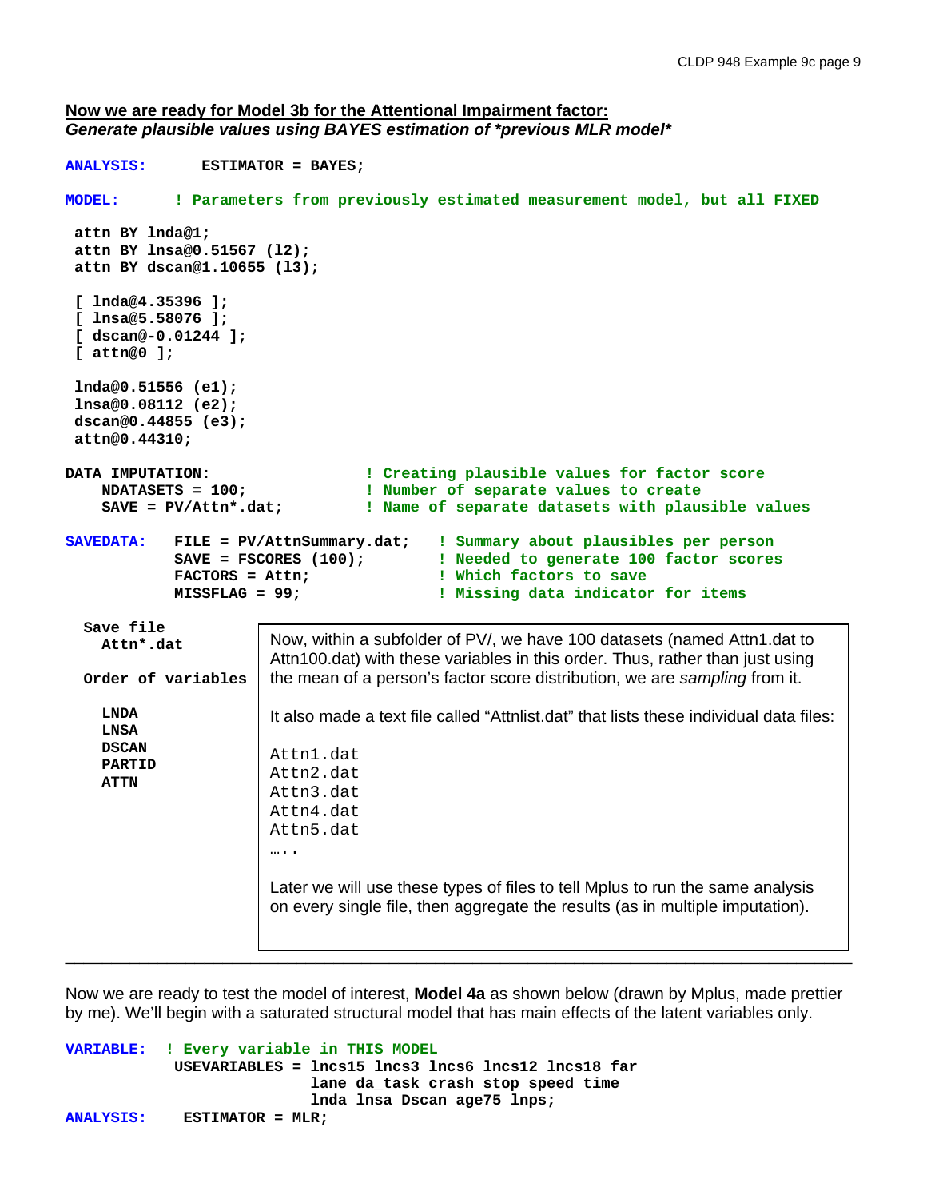**<u>Now we are ready for Model 3b for the Attentional Impairment factor:</u>**
***Generate plausible values using BAYES estimation of *previous MLR model****

```
ANALYSIS:       ESTIMATOR = BAYES;

MODEL:      ! Parameters from previously estimated measurement model, but all FIXED

 attn BY lnda@1;
 attn BY lnsa@0.51567 (l2);
 attn BY dscan@1.10655 (l3);

 [ lnda@4.35396 ];
 [ lnsa@5.58076 ];
 [ dscan@-0.01244 ];
 [ attn@0 ];

 lnda@0.51556 (e1);
 lnsa@0.08112 (e2);
 dscan@0.44855 (e3);
 attn@0.44310;

DATA IMPUTATION:                  ! Creating plausible values for factor score
    NDATASETS = 100;              ! Number of separate values to create
    SAVE = PV/Attn*.dat;          ! Name of separate datasets with plausible values

SAVEDATA:   FILE = PV/AttnSummary.dat;   ! Summary about plausibles per person
            SAVE = FSCORES (100);        ! Needed to generate 100 factor scores
            FACTORS = Attn;              ! Which factors to save
            MISSFLAG = 99;               ! Missing data indicator for items
```

```
  Save file
    Attn*.dat

  Order of variables

    LNDA
    LNSA
    DSCAN
    PARTID
    ATTN
```

Now, within a subfolder of PV/, we have 100 datasets (named Attn1.dat to Attn100.dat) with these variables in this order. Thus, rather than just using the mean of a person's factor score distribution, we are *sampling* from it.

It also made a text file called "Attnlist.dat" that lists these individual data files:

```
Attn1.dat
Attn2.dat
Attn3.dat
Attn4.dat
Attn5.dat
…..
```

Later we will use these types of files to tell Mplus to run the same analysis on every single file, then aggregate the results (as in multiple imputation).

---

Now we are ready to test the model of interest, **Model 4a** as shown below (drawn by Mplus, made prettier by me). We'll begin with a saturated structural model that has main effects of the latent variables only.

```
VARIABLE:  ! Every variable in THIS MODEL
            USEVARIABLES = lncs15 lncs3 lncs6 lncs12 lncs18 far
                           lane da_task crash stop speed time
                           lnda lnsa Dscan age75 lnps;
ANALYSIS:    ESTIMATOR = MLR;
```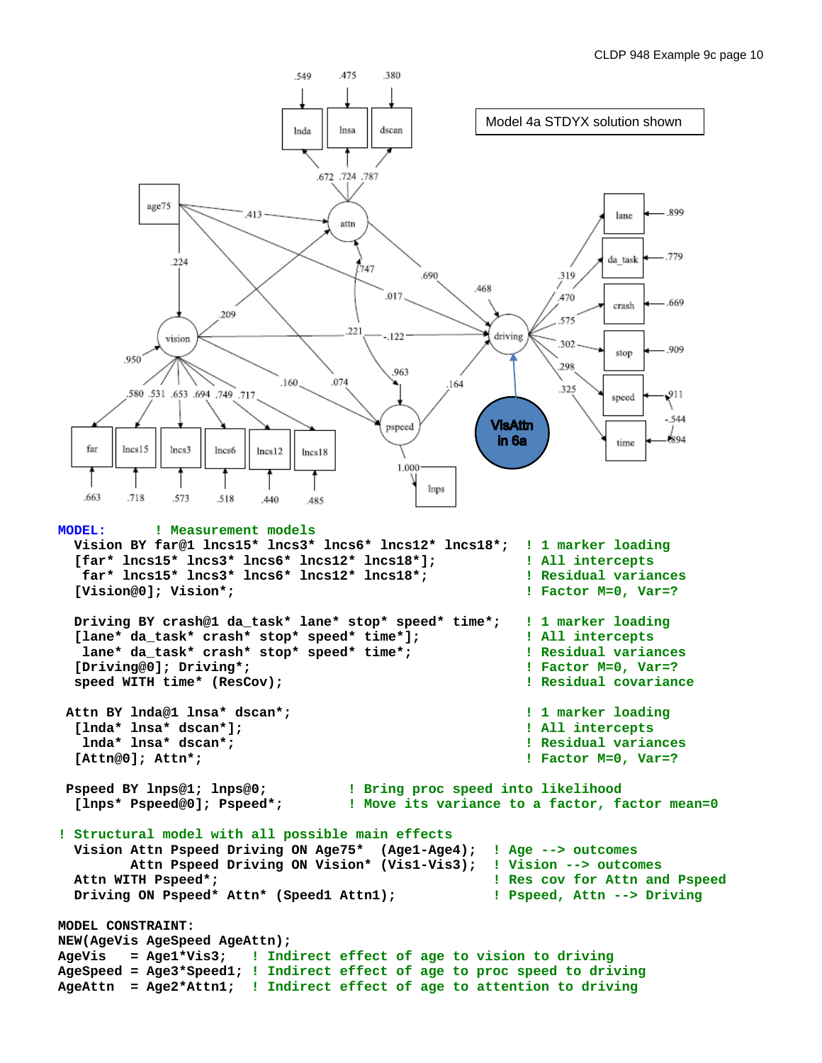Model 4a STDYX solution shown

```
MODEL:       ! Measurement models
  Vision BY far@1 lncs15* lncs3* lncs6* lncs12* lncs18*;  ! 1 marker loading
  [far* lncs15* lncs3* lncs6* lncs12* lncs18*];            ! All intercepts
   far* lncs15* lncs3* lncs6* lncs12* lncs18*;             ! Residual variances
  [Vision@0]; Vision*;                                      ! Factor M=0, Var=?

  Driving BY crash@1 da_task* lane* stop* speed* time*;    ! 1 marker loading
  [lane* da_task* crash* stop* speed* time*];              ! All intercepts
   lane* da_task* crash* stop* speed* time*;               ! Residual variances
  [Driving@0]; Driving*;                                    ! Factor M=0, Var=?
  speed WITH time* (ResCov);                                ! Residual covariance

 Attn BY lnda@1 lnsa* dscan*;                               ! 1 marker loading
  [lnda* lnsa* dscan*];                                     ! All intercepts
   lnda* lnsa* dscan*;                                      ! Residual variances
  [Attn@0]; Attn*;                                          ! Factor M=0, Var=?

 Pspeed BY lnps@1; lnps@0;          ! Bring proc speed into likelihood
  [lnps* Pspeed@0]; Pspeed*;         ! Move its variance to a factor, factor mean=0

! Structural model with all possible main effects
  Vision Attn Pspeed Driving ON Age75*  (Age1-Age4);  ! Age --> outcomes
         Attn Pspeed Driving ON Vision* (Vis1-Vis3);  ! Vision --> outcomes
  Attn WITH Pspeed*;                                  ! Res cov for Attn and Pspeed
  Driving ON Pspeed* Attn* (Speed1 Attn1);            ! Pspeed, Attn --> Driving

MODEL CONSTRAINT:
NEW(AgeVis AgeSpeed AgeAttn);
AgeVis   = Age1*Vis3;   ! Indirect effect of age to vision to driving
AgeSpeed = Age3*Speed1; ! Indirect effect of age to proc speed to driving
AgeAttn  = Age2*Attn1;  ! Indirect effect of age to attention to driving
```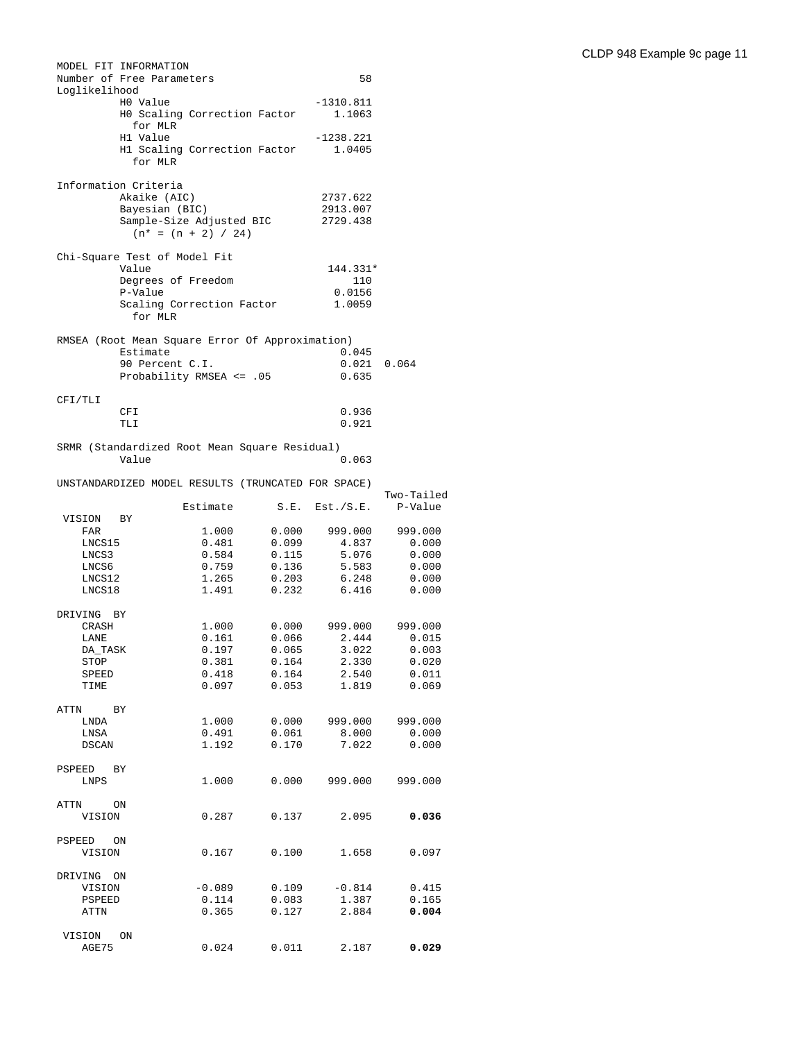```
MODEL FIT INFORMATION
Number of Free Parameters                        58
Loglikelihood
          H0 Value                        -1310.811
          H0 Scaling Correction Factor       1.1063
            for MLR
          H1 Value                        -1238.221
          H1 Scaling Correction Factor       1.0405
            for MLR

Information Criteria
          Akaike (AIC)                     2737.622
          Bayesian (BIC)                   2913.007
          Sample-Size Adjusted BIC         2729.438
            (n* = (n + 2) / 24)

Chi-Square Test of Model Fit
          Value                             144.331*
          Degrees of Freedom                    110
          P-Value                            0.0156
          Scaling Correction Factor          1.0059
            for MLR

RMSEA (Root Mean Square Error Of Approximation)
          Estimate                            0.045
          90 Percent C.I.                     0.021  0.064
          Probability RMSEA <= .05            0.635

CFI/TLI
          CFI                                 0.936
          TLI                                 0.921

SRMR (Standardized Root Mean Square Residual)
          Value                               0.063

UNSTANDARDIZED MODEL RESULTS (TRUNCATED FOR SPACE)
                                                    Two-Tailed
                    Estimate       S.E.  Est./S.E.    P-Value
 VISION   BY
    FAR                1.000      0.000    999.000    999.000
    LNCS15             0.481      0.099      4.837      0.000
    LNCS3              0.584      0.115      5.076      0.000
    LNCS6              0.759      0.136      5.583      0.000
    LNCS12             1.265      0.203      6.248      0.000
    LNCS18             1.491      0.232      6.416      0.000

DRIVING  BY
    CRASH              1.000      0.000    999.000    999.000
    LANE               0.161      0.066      2.444      0.015
    DA_TASK            0.197      0.065      3.022      0.003
    STOP               0.381      0.164      2.330      0.020
    SPEED              0.418      0.164      2.540      0.011
    TIME               0.097      0.053      1.819      0.069

ATTN     BY
    LNDA               1.000      0.000    999.000    999.000
    LNSA               0.491      0.061      8.000      0.000
    DSCAN              1.192      0.170      7.022      0.000

PSPEED   BY
    LNPS               1.000      0.000    999.000    999.000

ATTN     ON
    VISION             0.287      0.137      2.095      0.036

PSPEED   ON
    VISION             0.167      0.100      1.658      0.097

DRIVING  ON
    VISION            -0.089      0.109     -0.814      0.415
    PSPEED             0.114      0.083      1.387      0.165
    ATTN               0.365      0.127      2.884      0.004

 VISION   ON
    AGE75              0.024      0.011      2.187      0.029
```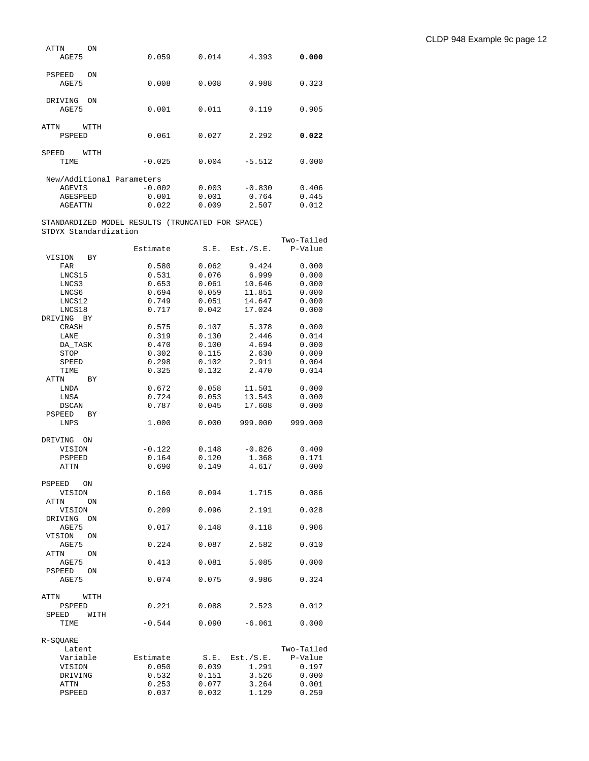```
 ATTN     ON
    AGE75             0.059     0.014     4.393     0.000

 PSPEED   ON
    AGE75             0.008     0.008     0.988     0.323

 DRIVING  ON
    AGE75             0.001     0.011     0.119     0.905

ATTN     WITH
    PSPEED            0.061     0.027     2.292     0.022

SPEED    WITH
    TIME             -0.025     0.004    -5.512     0.000

 New/Additional Parameters
    AGEVIS           -0.002     0.003    -0.830     0.406
    AGESPEED          0.001     0.001     0.764     0.445
    AGEATTN           0.022     0.009     2.507     0.012

STANDARDIZED MODEL RESULTS (TRUNCATED FOR SPACE)
STDYX Standardization
                                                  Two-Tailed
                   Estimate       S.E.  Est./S.E.    P-Value
 VISION   BY
    FAR               0.580     0.062     9.424     0.000
    LNCS15            0.531     0.076     6.999     0.000
    LNCS3             0.653     0.061    10.646     0.000
    LNCS6             0.694     0.059    11.851     0.000
    LNCS12            0.749     0.051    14.647     0.000
    LNCS18            0.717     0.042    17.024     0.000
DRIVING  BY
    CRASH             0.575     0.107     5.378     0.000
    LANE              0.319     0.130     2.446     0.014
    DA_TASK           0.470     0.100     4.694     0.000
    STOP              0.302     0.115     2.630     0.009
    SPEED             0.298     0.102     2.911     0.004
    TIME              0.325     0.132     2.470     0.014
 ATTN     BY
    LNDA              0.672     0.058    11.501     0.000
    LNSA              0.724     0.053    13.543     0.000
    DSCAN             0.787     0.045    17.608     0.000
 PSPEED   BY
    LNPS              1.000     0.000   999.000   999.000

DRIVING  ON
    VISION           -0.122     0.148    -0.826     0.409
    PSPEED            0.164     0.120     1.368     0.171
    ATTN              0.690     0.149     4.617     0.000

PSPEED   ON
    VISION            0.160     0.094     1.715     0.086
 ATTN     ON
    VISION            0.209     0.096     2.191     0.028
 DRIVING  ON
    AGE75             0.017     0.148     0.118     0.906
 VISION   ON
    AGE75             0.224     0.087     2.582     0.010
 ATTN     ON
    AGE75             0.413     0.081     5.085     0.000
 PSPEED   ON
    AGE75             0.074     0.075     0.986     0.324

ATTN     WITH
    PSPEED            0.221     0.088     2.523     0.012
 SPEED    WITH
    TIME             -0.544     0.090    -6.061     0.000

R-SQUARE
    Latent                                        Two-Tailed
    Variable       Estimate       S.E.  Est./S.E.    P-Value
    VISION            0.050     0.039     1.291     0.197
    DRIVING           0.532     0.151     3.526     0.000
    ATTN              0.253     0.077     3.264     0.001
    PSPEED            0.037     0.032     1.129     0.259
```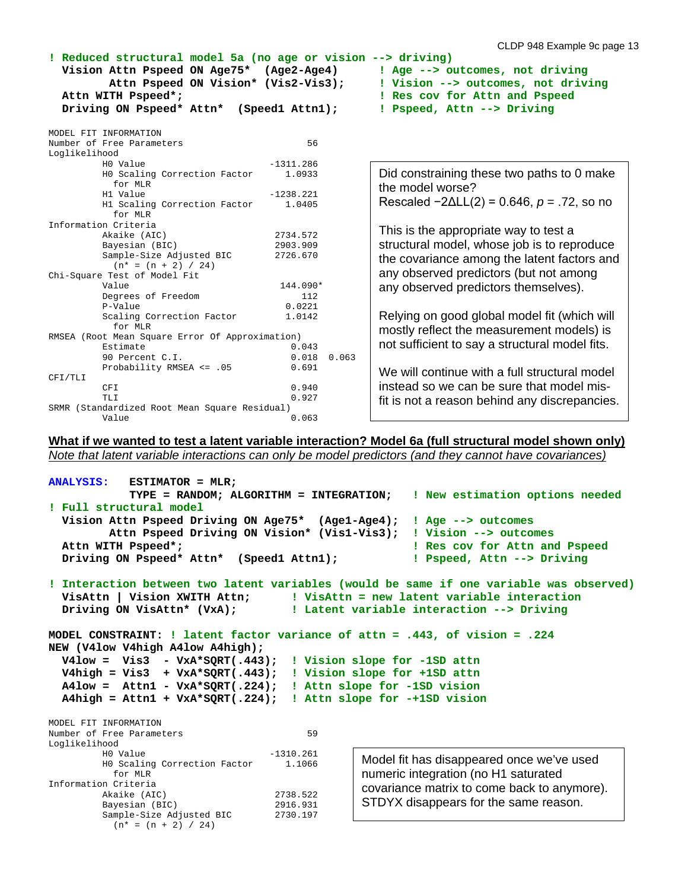```
! Reduced structural model 5a (no age or vision --> driving)
  Vision Attn Pspeed ON Age75*  (Age2-Age4)      ! Age --> outcomes, not driving
         Attn Pspeed ON Vision* (Vis2-Vis3);     ! Vision --> outcomes, not driving
  Attn WITH Pspeed*;                             ! Res cov for Attn and Pspeed
  Driving ON Pspeed* Attn*  (Speed1 Attn1);      ! Pspeed, Attn --> Driving
```

```
MODEL FIT INFORMATION
Number of Free Parameters                       56
Loglikelihood
          H0 Value                       -1311.286
          H0 Scaling Correction Factor      1.0933
            for MLR
          H1 Value                       -1238.221
          H1 Scaling Correction Factor      1.0405
            for MLR
Information Criteria
          Akaike (AIC)                    2734.572
          Bayesian (BIC)                  2903.909
          Sample-Size Adjusted BIC        2726.670
            (n* = (n + 2) / 24)
Chi-Square Test of Model Fit
          Value                            144.090*
          Degrees of Freedom                   112
          P-Value                           0.0221
          Scaling Correction Factor         1.0142
            for MLR
RMSEA (Root Mean Square Error Of Approximation)
          Estimate                           0.043
          90 Percent C.I.                    0.018  0.063
          Probability RMSEA <= .05           0.691
CFI/TLI
          CFI                                0.940
          TLI                                0.927
SRMR (Standardized Root Mean Square Residual)
          Value                              0.063
```

Did constraining these two paths to 0 make the model worse?
Rescaled $-2\Delta LL(2) = 0.646$, $p = .72$, so no

This is the appropriate way to test a structural model, whose job is to reproduce the covariance among the latent factors and any observed predictors (but not among any observed predictors themselves).

Relying on good global model fit (which will mostly reflect the measurement models) is not sufficient to say a structural model fits.

We will continue with a full structural model instead so we can be sure that model mis-fit is not a reason behind any discrepancies.

**<u>What if we wanted to test a latent variable interaction? Model 6a (full structural model shown only)</u>**

*<u>Note that latent variable interactions can only be model predictors (and they cannot have covariances)</u>*

```
ANALYSIS:   ESTIMATOR = MLR;
            TYPE = RANDOM; ALGORITHM = INTEGRATION;   ! New estimation options needed
! Full structural model
  Vision Attn Pspeed Driving ON Age75*  (Age1-Age4);  ! Age --> outcomes
         Attn Pspeed Driving ON Vision* (Vis1-Vis3);  ! Vision --> outcomes
  Attn WITH Pspeed*;                                  ! Res cov for Attn and Pspeed
  Driving ON Pspeed* Attn*  (Speed1 Attn1);           ! Pspeed, Attn --> Driving

! Interaction between two latent variables (would be same if one variable was observed)
  VisAttn | Vision XWITH Attn;      ! VisAttn = new latent variable interaction
  Driving ON VisAttn* (VxA);        ! Latent variable interaction --> Driving

MODEL CONSTRAINT: ! latent factor variance of attn = .443, of vision = .224
NEW (V4low V4high A4low A4high);
  V4low =  Vis3  - VxA*SQRT(.443);  ! Vision slope for -1SD attn
  V4high = Vis3  + VxA*SQRT(.443);  ! Vision slope for +1SD attn
  A4low =  Attn1 - VxA*SQRT(.224);  ! Attn slope for -1SD vision
  A4high = Attn1 + VxA*SQRT(.224);  ! Attn slope for -+1SD vision
```

```
MODEL FIT INFORMATION
Number of Free Parameters                       59
Loglikelihood
          H0 Value                       -1310.261
          H0 Scaling Correction Factor      1.1066
            for MLR
Information Criteria
          Akaike (AIC)                    2738.522
          Bayesian (BIC)                  2916.931
          Sample-Size Adjusted BIC        2730.197
            (n* = (n + 2) / 24)
```

Model fit has disappeared once we've used numeric integration (no H1 saturated covariance matrix to come back to anymore). STDYX disappears for the same reason.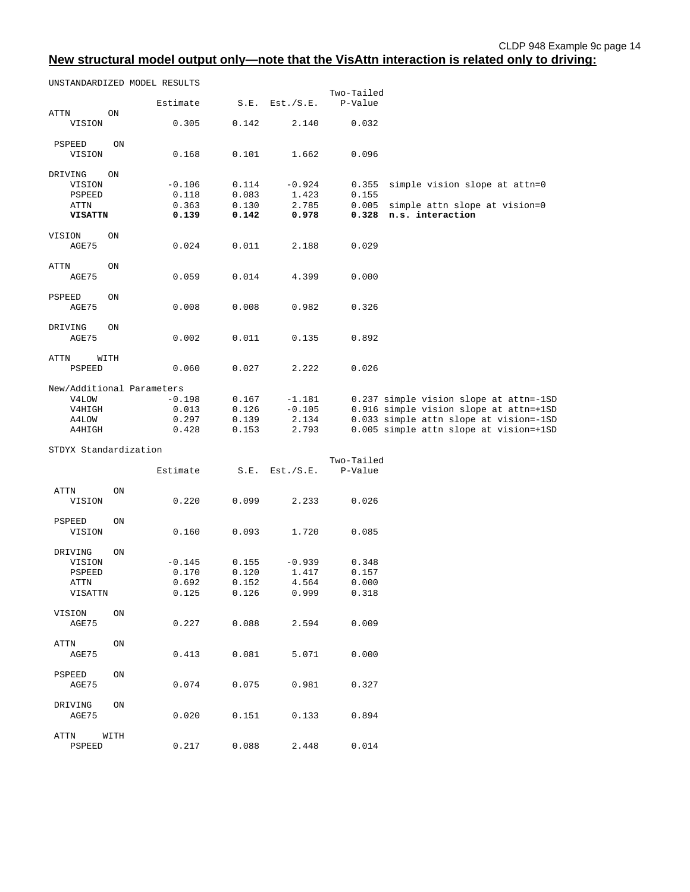**New structural model output only—note that the VisAttn interaction is related only to driving:**

```
UNSTANDARDIZED MODEL RESULTS
                                                   Two-Tailed
                    Estimate       S.E.  Est./S.E.    P-Value
ATTN       ON
    VISION             0.305      0.142      2.140      0.032

 PSPEED     ON
    VISION             0.168      0.101      1.662      0.096

DRIVING    ON
    VISION            -0.106      0.114     -0.924      0.355  simple vision slope at attn=0
    PSPEED             0.118      0.083      1.423      0.155
    ATTN               0.363      0.130      2.785      0.005  simple attn slope at vision=0
    VISATTN            0.139      0.142      0.978      0.328  n.s. interaction

VISION     ON
    AGE75              0.024      0.011      2.188      0.029

ATTN       ON
    AGE75              0.059      0.014      4.399      0.000

PSPEED     ON
    AGE75              0.008      0.008      0.982      0.326

DRIVING    ON
    AGE75              0.002      0.011      0.135      0.892

ATTN     WITH
    PSPEED             0.060      0.027      2.222      0.026

New/Additional Parameters
    V4LOW             -0.198      0.167     -1.181      0.237 simple vision slope at attn=-1SD
    V4HIGH             0.013      0.126     -0.105      0.916 simple vision slope at attn=+1SD
    A4LOW              0.297      0.139      2.134      0.033 simple attn slope at vision=-1SD
    A4HIGH             0.428      0.153      2.793      0.005 simple attn slope at vision=+1SD

STDYX Standardization
                                                   Two-Tailed
                    Estimate       S.E.  Est./S.E.    P-Value

 ATTN       ON
    VISION             0.220      0.099      2.233      0.026

 PSPEED     ON
    VISION             0.160      0.093      1.720      0.085

 DRIVING    ON
    VISION            -0.145      0.155     -0.939      0.348
    PSPEED             0.170      0.120      1.417      0.157
    ATTN               0.692      0.152      4.564      0.000
    VISATTN            0.125      0.126      0.999      0.318

 VISION     ON
    AGE75              0.227      0.088      2.594      0.009

 ATTN       ON
    AGE75              0.413      0.081      5.071      0.000

 PSPEED     ON
    AGE75              0.074      0.075      0.981      0.327

 DRIVING    ON
    AGE75              0.020      0.151      0.133      0.894

 ATTN     WITH
    PSPEED             0.217      0.088      2.448      0.014
```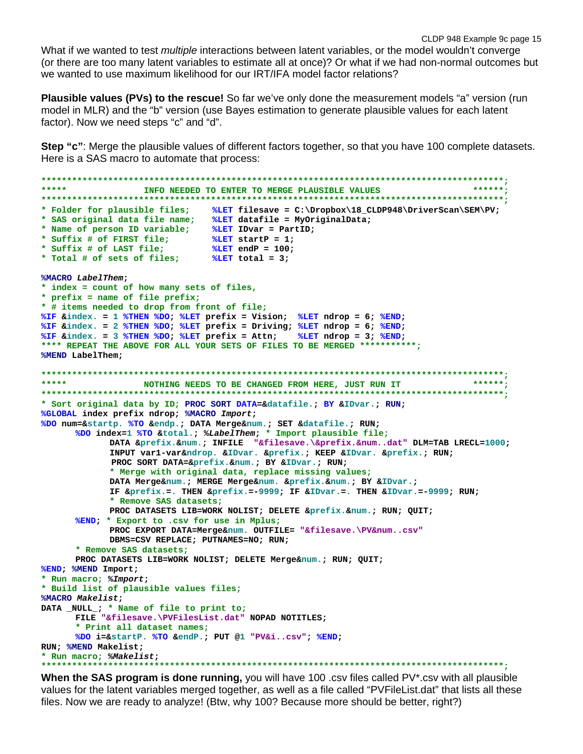What if we wanted to test *multiple* interactions between latent variables, or the model wouldn't converge (or there are too many latent variables to estimate all at once)? Or what if we had non-normal outcomes but we wanted to use maximum likelihood for our IRT/IFA model factor relations?

**Plausible values (PVs) to the rescue!** So far we've only done the measurement models "a" version (run model in MLR) and the "b" version (use Bayes estimation to generate plausible values for each latent factor). Now we need steps "c" and "d".

**Step "c"**: Merge the plausible values of different factors together, so that you have 100 complete datasets. Here is a SAS macro to automate that process:

```
*****************************************************************************************;
*****               INFO NEEDED TO ENTER TO MERGE PLAUSIBLE VALUES                ******;
*****************************************************************************************;
* Folder for plausible files;    %LET filesave = C:\Dropbox\18_CLDP948\DriverScan\SEM\PV;
* SAS original data file name;   %LET datafile = MyOriginalData;
* Name of person ID variable;    %LET IDvar = PartID;
* Suffix # of FIRST file;        %LET startP = 1;
* Suffix # of LAST file;         %LET endP = 100;
* Total # of sets of files;      %LET total = 3;

%MACRO LabelThem;
* index = count of how many sets of files,
* prefix = name of file prefix;
* # items needed to drop from front of file;
%IF &index. = 1 %THEN %DO; %LET prefix = Vision;  %LET ndrop = 6; %END;
%IF &index. = 2 %THEN %DO; %LET prefix = Driving; %LET ndrop = 6; %END;
%IF &index. = 3 %THEN %DO; %LET prefix = Attn;    %LET ndrop = 3; %END;
**** REPEAT THE ABOVE FOR ALL YOUR SETS OF FILES TO BE MERGED ***********;
%MEND LabelThem;

*****************************************************************************************;
*****               NOTHING NEEDS TO BE CHANGED FROM HERE, JUST RUN IT            ******;
*****************************************************************************************;
* Sort original data by ID; PROC SORT DATA=&datafile.; BY &IDvar.; RUN;
%GLOBAL index prefix ndrop; %MACRO Import;
%DO num=&startp. %TO &endp.; DATA Merge&num.; SET &datafile.; RUN;
      %DO index=1 %TO &total.; %LabelThem; * Import plausible file;
            DATA &prefix.&num.; INFILE  "&filesave.\&prefix.&num..dat" DLM=TAB LRECL=1000;
            INPUT var1-var&ndrop. &IDvar. &prefix.; KEEP &IDvar. &prefix.; RUN;
             PROC SORT DATA=&prefix.&num.; BY &IDvar.; RUN;
            * Merge with original data, replace missing values;
            DATA Merge&num.; MERGE Merge&num. &prefix.&num.; BY &IDvar.;
            IF &prefix.=. THEN &prefix.=-9999; IF &IDvar.=. THEN &IDvar.=-9999; RUN;
            * Remove SAS datasets;
            PROC DATASETS LIB=WORK NOLIST; DELETE &prefix.&num.; RUN; QUIT;
      %END; * Export to .csv for use in Mplus;
            PROC EXPORT DATA=Merge&num. OUTFILE= "&filesave.\PV&num..csv"
            DBMS=CSV REPLACE; PUTNAMES=NO; RUN;
      * Remove SAS datasets;
      PROC DATASETS LIB=WORK NOLIST; DELETE Merge&num.; RUN; QUIT;
%END; %MEND Import;
* Run macro; %Import;
* Build list of plausible values files;
%MACRO Makelist;
DATA _NULL_; * Name of file to print to;
      FILE "&filesave.\PVFilesList.dat" NOPAD NOTITLES;
      * Print all dataset names;
      %DO i=&startP. %TO &endP.; PUT @1 "PV&i..csv"; %END;
RUN; %MEND Makelist;
* Run macro; %Makelist;
*****************************************************************************************;
```

**When the SAS program is done running,** you will have 100 .csv files called PV*.csv with all plausible values for the latent variables merged together, as well as a file called "PVFileList.dat" that lists all these files. Now we are ready to analyze! (Btw, why 100? Because more should be better, right?)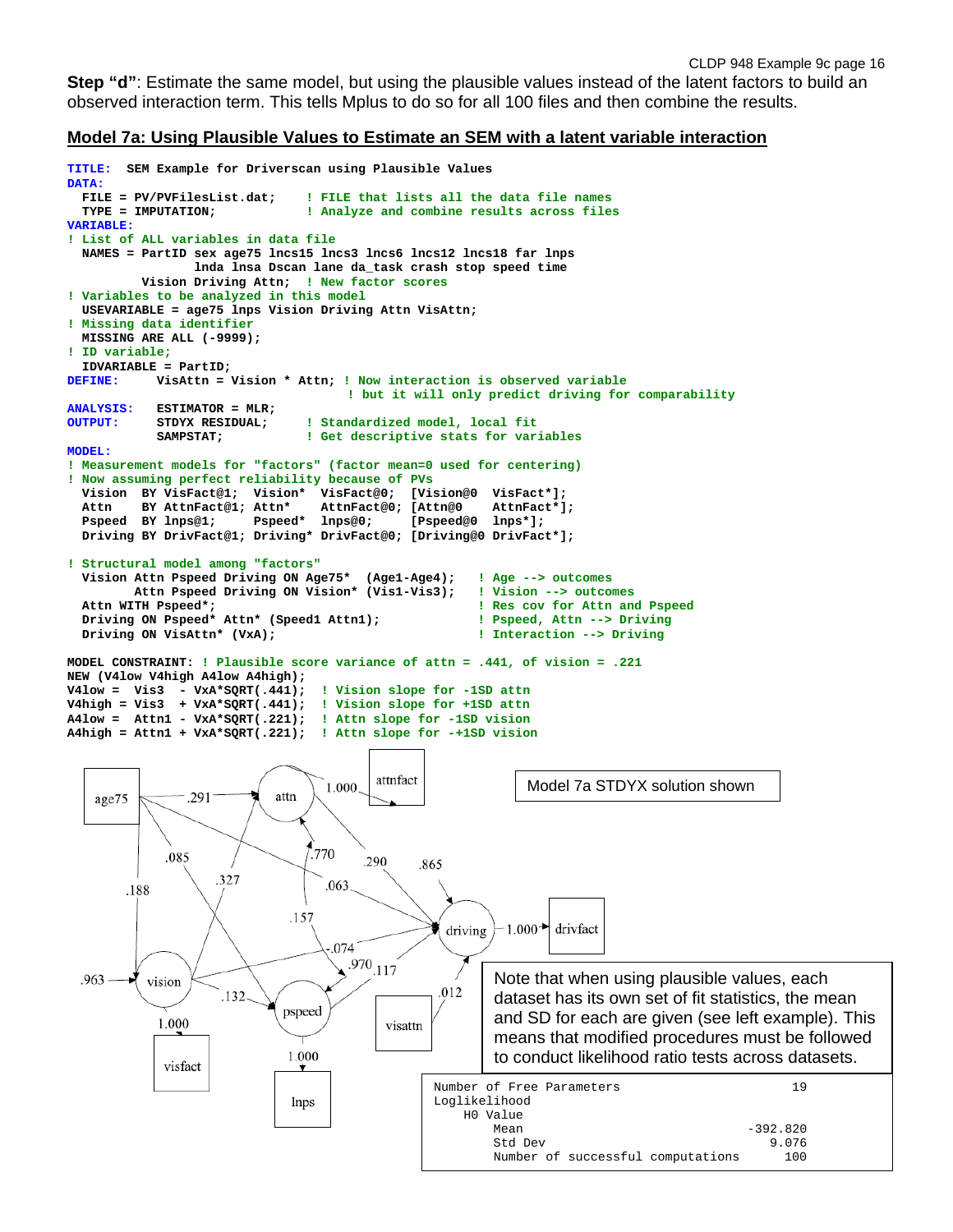**Step "d"**: Estimate the same model, but using the plausible values instead of the latent factors to build an observed interaction term. This tells Mplus to do so for all 100 files and then combine the results.

## Model 7a: Using Plausible Values to Estimate an SEM with a latent variable interaction

```
TITLE:  SEM Example for Driverscan using Plausible Values
DATA:
  FILE = PV/PVFilesList.dat;     ! FILE that lists all the data file names
  TYPE = IMPUTATION;             ! Analyze and combine results across files
VARIABLE:
! List of ALL variables in data file
  NAMES = PartID sex age75 lncs15 lncs3 lncs6 lncs12 lncs18 far lnps
                lnda lnsa Dscan lane da_task crash stop speed time
          Vision Driving Attn;  ! New factor scores
! Variables to be analyzed in this model
  USEVARIABLE = age75 lnps Vision Driving Attn VisAttn;
! Missing data identifier
  MISSING ARE ALL (-9999);
! ID variable;
  IDVARIABLE = PartID;
DEFINE:     VisAttn = Vision * Attn; ! Now interaction is observed variable
                                      ! but it will only predict driving for comparability
ANALYSIS:   ESTIMATOR = MLR;
OUTPUT:     STDYX RESIDUAL;      ! Standardized model, local fit
            SAMPSTAT;            ! Get descriptive stats for variables
MODEL:
! Measurement models for "factors" (factor mean=0 used for centering)
! Now assuming perfect reliability because of PVs
  Vision  BY VisFact@1;  Vision*  VisFact@0;  [Vision@0  VisFact*];
  Attn    BY AttnFact@1; Attn*    AttnFact@0; [Attn@0    AttnFact*];
  Pspeed  BY lnps@1;     Pspeed*  lnps@0;     [Pspeed@0  lnps*];
  Driving BY DrivFact@1; Driving* DrivFact@0; [Driving@0 DrivFact*];

! Structural model among "factors"
  Vision Attn Pspeed Driving ON Age75*  (Age1-Age4);   ! Age --> outcomes
         Attn Pspeed Driving ON Vision* (Vis1-Vis3);   ! Vision --> outcomes
  Attn WITH Pspeed*;                                   ! Res cov for Attn and Pspeed
  Driving ON Pspeed* Attn* (Speed1 Attn1);             ! Pspeed, Attn --> Driving
  Driving ON VisAttn* (VxA);                           ! Interaction --> Driving

MODEL CONSTRAINT: ! Plausible score variance of attn = .441, of vision = .221
NEW (V4low V4high A4low A4high);
V4low =  Vis3  - VxA*SQRT(.441);  ! Vision slope for -1SD attn
V4high = Vis3  + VxA*SQRT(.441);  ! Vision slope for +1SD attn
A4low =  Attn1 - VxA*SQRT(.221);  ! Attn slope for -1SD vision
A4high = Attn1 + VxA*SQRT(.221);  ! Attn slope for -+1SD vision
```

Model 7a STDYX solution shown

Note that when using plausible values, each dataset has its own set of fit statistics, the mean and SD for each are given (see left example). This means that modified procedures must be followed to conduct likelihood ratio tests across datasets.

```
Number of Free Parameters                        19
Loglikelihood
    H0 Value
        Mean                                -392.820
        Std Dev                                9.076
        Number of successful computations        100
```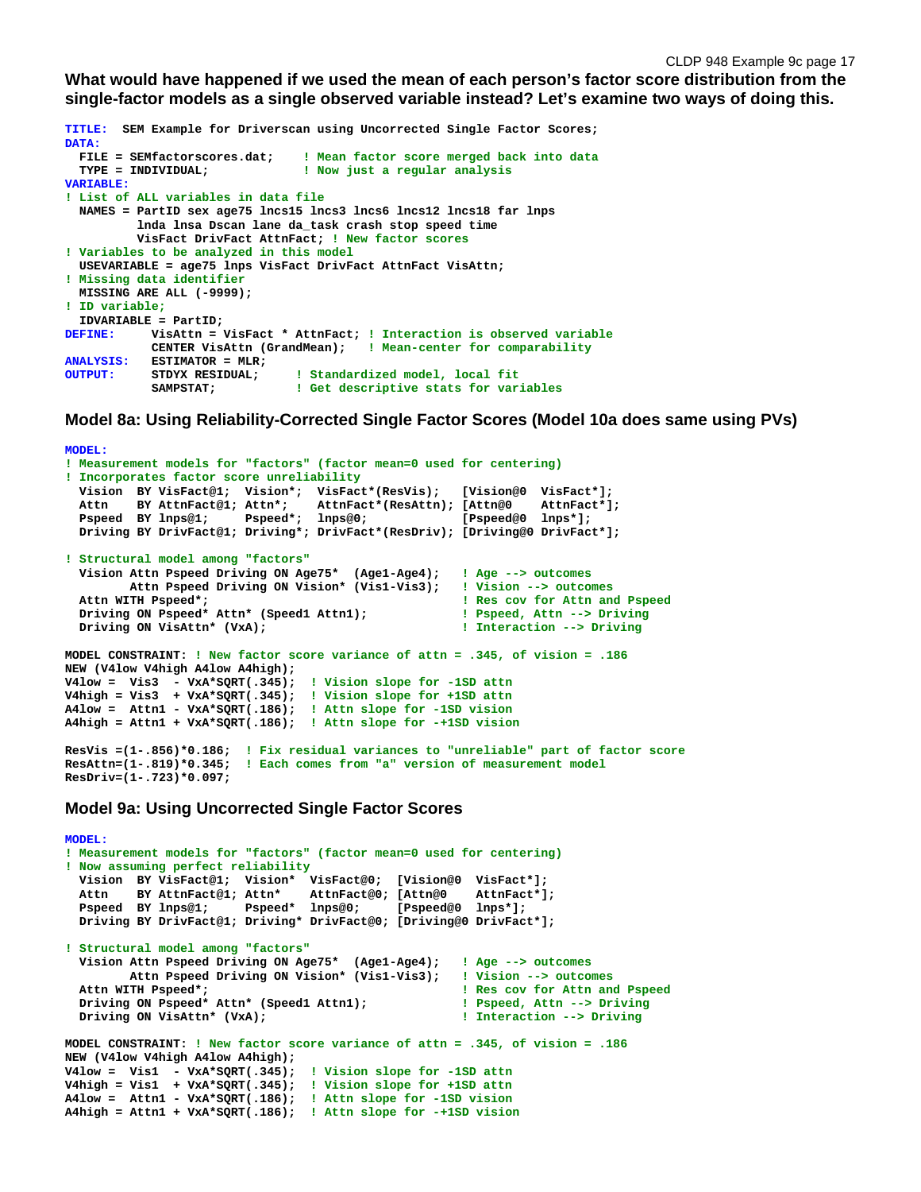**What would have happened if we used the mean of each person's factor score distribution from the single-factor models as a single observed variable instead? Let's examine two ways of doing this.**

```
TITLE:  SEM Example for Driverscan using Uncorrected Single Factor Scores;
DATA:
  FILE = SEMfactorscores.dat;    ! Mean factor score merged back into data
  TYPE = INDIVIDUAL;             ! Now just a regular analysis
VARIABLE:
! List of ALL variables in data file
  NAMES = PartID sex age75 lncs15 lncs3 lncs6 lncs12 lncs18 far lnps
          lnda lnsa Dscan lane da_task crash stop speed time
          VisFact DrivFact AttnFact; ! New factor scores
! Variables to be analyzed in this model
  USEVARIABLE = age75 lnps VisFact DrivFact AttnFact VisAttn;
! Missing data identifier
  MISSING ARE ALL (-9999);
! ID variable;
  IDVARIABLE = PartID;
DEFINE:     VisAttn = VisFact * AttnFact; ! Interaction is observed variable
            CENTER VisAttn (GrandMean);   ! Mean-center for comparability
ANALYSIS:   ESTIMATOR = MLR;
OUTPUT:     STDYX RESIDUAL;     ! Standardized model, local fit
            SAMPSTAT;           ! Get descriptive stats for variables
```

### Model 8a: Using Reliability-Corrected Single Factor Scores (Model 10a does same using PVs)

```
MODEL:
! Measurement models for "factors" (factor mean=0 used for centering)
! Incorporates factor score unreliability
  Vision  BY VisFact@1;  Vision*;  VisFact*(ResVis);   [Vision@0  VisFact*];
  Attn    BY AttnFact@1; Attn*;    AttnFact*(ResAttn); [Attn@0    AttnFact*];
  Pspeed  BY lnps@1;     Pspeed*;  lnps@0;             [Pspeed@0  lnps*];
  Driving BY DrivFact@1; Driving*; DrivFact*(ResDriv); [Driving@0 DrivFact*];

! Structural model among "factors"
  Vision Attn Pspeed Driving ON Age75*  (Age1-Age4);   ! Age --> outcomes
         Attn Pspeed Driving ON Vision* (Vis1-Vis3);   ! Vision --> outcomes
  Attn WITH Pspeed*;                                   ! Res cov for Attn and Pspeed
  Driving ON Pspeed* Attn* (Speed1 Attn1);             ! Pspeed, Attn --> Driving
  Driving ON VisAttn* (VxA);                           ! Interaction --> Driving

MODEL CONSTRAINT: ! New factor score variance of attn = .345, of vision = .186
NEW (V4low V4high A4low A4high);
V4low =  Vis3  - VxA*SQRT(.345);  ! Vision slope for -1SD attn
V4high = Vis3  + VxA*SQRT(.345);  ! Vision slope for +1SD attn
A4low =  Attn1 - VxA*SQRT(.186);  ! Attn slope for -1SD vision
A4high = Attn1 + VxA*SQRT(.186);  ! Attn slope for -+1SD vision

ResVis =(1-.856)*0.186;  ! Fix residual variances to "unreliable" part of factor score
ResAttn=(1-.819)*0.345;  ! Each comes from "a" version of measurement model
ResDriv=(1-.723)*0.097;
```

### Model 9a: Using Uncorrected Single Factor Scores

```
MODEL:
! Measurement models for "factors" (factor mean=0 used for centering)
! Now assuming perfect reliability
  Vision  BY VisFact@1;  Vision*  VisFact@0;  [Vision@0  VisFact*];
  Attn    BY AttnFact@1; Attn*    AttnFact@0; [Attn@0    AttnFact*];
  Pspeed  BY lnps@1;     Pspeed*  lnps@0;     [Pspeed@0  lnps*];
  Driving BY DrivFact@1; Driving* DrivFact@0; [Driving@0 DrivFact*];

! Structural model among "factors"
  Vision Attn Pspeed Driving ON Age75*  (Age1-Age4);   ! Age --> outcomes
         Attn Pspeed Driving ON Vision* (Vis1-Vis3);   ! Vision --> outcomes
  Attn WITH Pspeed*;                                   ! Res cov for Attn and Pspeed
  Driving ON Pspeed* Attn* (Speed1 Attn1);             ! Pspeed, Attn --> Driving
  Driving ON VisAttn* (VxA);                           ! Interaction --> Driving

MODEL CONSTRAINT: ! New factor score variance of attn = .345, of vision = .186
NEW (V4low V4high A4low A4high);
V4low =  Vis1  - VxA*SQRT(.345);  ! Vision slope for -1SD attn
V4high = Vis1  + VxA*SQRT(.345);  ! Vision slope for +1SD attn
A4low =  Attn1 - VxA*SQRT(.186);  ! Attn slope for -1SD vision
A4high = Attn1 + VxA*SQRT(.186);  ! Attn slope for -+1SD vision
```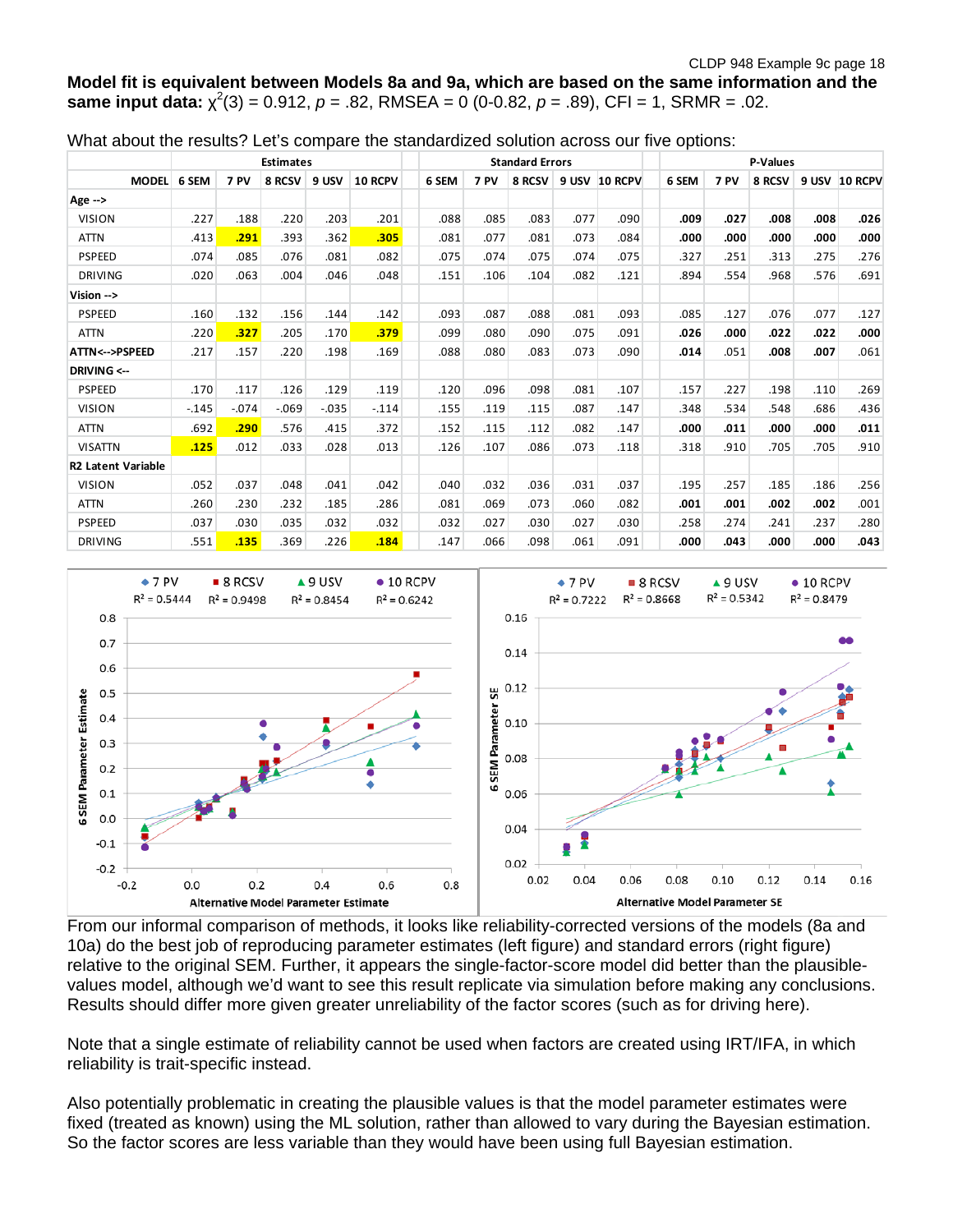**Model fit is equivalent between Models 8a and 9a, which are based on the same information and the same input data:** $\chi^2(3)$ = 0.912, $p$ = .82, RMSEA = 0 (0-0.82, $p$ = .89), CFI = 1, SRMR = .02.

What about the results? Let's compare the standardized solution across our five options:

| | Estimates | | | | | Standard Errors | | | | | P-Values | | | | |
|---|---|---|---|---|---|---|---|---|---|---|---|---|---|---|---|
| MODEL | 6 SEM | 7 PV | 8 RCSV | 9 USV | 10 RCPV | 6 SEM | 7 PV | 8 RCSV | 9 USV | 10 RCPV | 6 SEM | 7 PV | 8 RCSV | 9 USV | 10 RCPV |
| **Age -->** | | | | | | | | | | | | | | | |
| VISION | .227 | .188 | .220 | .203 | .201 | .088 | .085 | .083 | .077 | .090 | **.009** | **.027** | **.008** | **.008** | **.026** |
| ATTN | .413 | .291 | .393 | .362 | .305 | .081 | .077 | .081 | .073 | .084 | **.000** | **.000** | **.000** | **.000** | **.000** |
| PSPEED | .074 | .085 | .076 | .081 | .082 | .075 | .074 | .075 | .074 | .075 | .327 | .251 | .313 | .275 | .276 |
| DRIVING | .020 | .063 | .004 | .046 | .048 | .151 | .106 | .104 | .082 | .121 | .894 | .554 | .968 | .576 | .691 |
| **Vision -->** | | | | | | | | | | | | | | | |
| PSPEED | .160 | .132 | .156 | .144 | .142 | .093 | .087 | .088 | .081 | .093 | .085 | .127 | .076 | .077 | .127 |
| ATTN | .220 | .327 | .205 | .170 | .379 | .099 | .080 | .090 | .075 | .091 | **.026** | **.000** | **.022** | **.022** | **.000** |
| **ATTN<-->PSPEED** | .217 | .157 | .220 | .198 | .169 | .088 | .080 | .083 | .073 | .090 | **.014** | .051 | **.008** | **.007** | .061 |
| **DRIVING <--** | | | | | | | | | | | | | | | |
| PSPEED | .170 | .117 | .126 | .129 | .119 | .120 | .096 | .098 | .081 | .107 | .157 | .227 | .198 | .110 | .269 |
| VISION | -.145 | -.074 | -.069 | -.035 | -.114 | .155 | .119 | .115 | .087 | .147 | .348 | .534 | .548 | .686 | .436 |
| ATTN | .692 | .290 | .576 | .415 | .372 | .152 | .115 | .112 | .082 | .147 | **.000** | **.011** | **.000** | **.000** | **.011** |
| VISATTN | .125 | .012 | .033 | .028 | .013 | .126 | .107 | .086 | .073 | .118 | .318 | .910 | .705 | .705 | .910 |
| **R2 Latent Variable** | | | | | | | | | | | | | | | |
| VISION | .052 | .037 | .048 | .041 | .042 | .040 | .032 | .036 | .031 | .037 | .195 | .257 | .185 | .186 | .256 |
| ATTN | .260 | .230 | .232 | .185 | .286 | .081 | .069 | .073 | .060 | .082 | **.001** | **.001** | **.002** | **.002** | .001 |
| PSPEED | .037 | .030 | .035 | .032 | .032 | .032 | .027 | .030 | .027 | .030 | .258 | .274 | .241 | .237 | .280 |
| DRIVING | .551 | .135 | .369 | .226 | .184 | .147 | .066 | .098 | .061 | .091 | **.000** | **.043** | **.000** | **.000** | **.043** |

7 PV R² = 0.5444
8 RCSV R² = 0.9498
9 USV R² = 0.8454
10 RCPV R² = 0.6242
6 SEM Parameter Estimate
Alternative Model Parameter Estimate

7 PV R² = 0.7222
8 RCSV R² = 0.8668
9 USV R² = 0.5342
10 RCPV R² = 0.8479
6 SEM Parameter SE
Alternative Model Parameter SE

From our informal comparison of methods, it looks like reliability-corrected versions of the models (8a and 10a) do the best job of reproducing parameter estimates (left figure) and standard errors (right figure) relative to the original SEM. Further, it appears the single-factor-score model did better than the plausible-values model, although we'd want to see this result replicate via simulation before making any conclusions. Results should differ more given greater unreliability of the factor scores (such as for driving here).

Note that a single estimate of reliability cannot be used when factors are created using IRT/IFA, in which reliability is trait-specific instead.

Also potentially problematic in creating the plausible values is that the model parameter estimates were fixed (treated as known) using the ML solution, rather than allowed to vary during the Bayesian estimation. So the factor scores are less variable than they would have been using full Bayesian estimation.